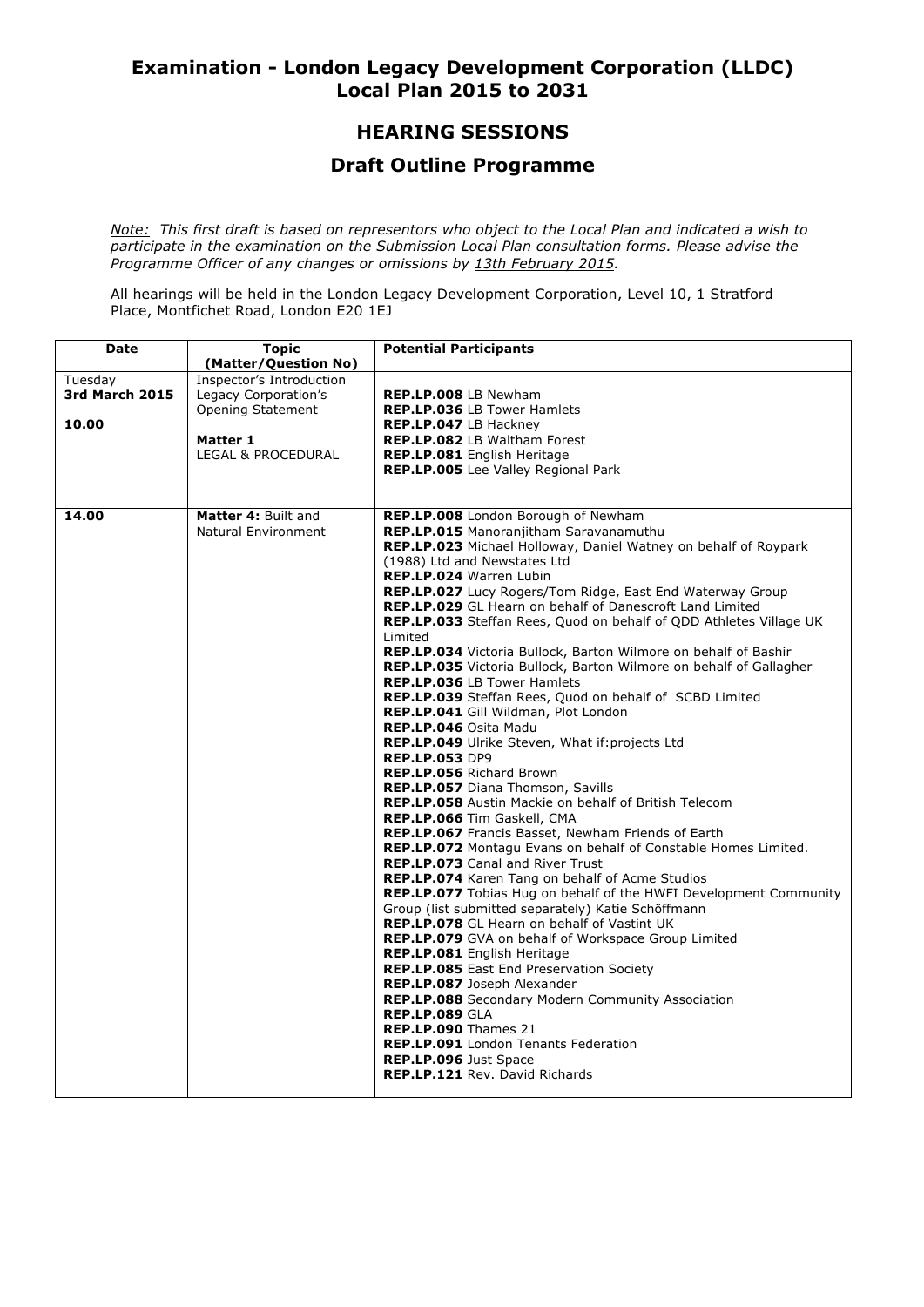# Examination - London Legacy Development Corporation (LLDC) Local Plan 2015 to 2031

## HEARING SESSIONS

## Draft Outline Programme

*<u>Note:</u> This first draft is based on representors who object to the Local Plan and indicated a wish to participate in the examination on the Submission Local Plan consultation forms. Please advise the Programme Officer of any changes or omissions by <u>13th February 2015</u>.*

All hearings will be held in the London Legacy Development Corporation, Level 10, 1 Stratford Place, Montfichet Road, London E20 1EJ

| Date | Topic (Matter/Question No) | Potential Participants |
|---|---|---|
| Tuesday<br>**3rd March 2015**<br><br>**10.00** | Inspector's Introduction<br>Legacy Corporation's Opening Statement<br><br>**Matter 1**<br>LEGAL & PROCEDURAL | **REP.LP.008** LB Newham<br>**REP.LP.036** LB Tower Hamlets<br>**REP.LP.047** LB Hackney<br>**REP.LP.082** LB Waltham Forest<br>**REP.LP.081** English Heritage<br>**REP.LP.005** Lee Valley Regional Park |
| **14.00** | **Matter 4:** Built and Natural Environment | **REP.LP.008** London Borough of Newham<br>**REP.LP.015** Manoranjitham Saravanamuthu<br>**REP.LP.023** Michael Holloway, Daniel Watney on behalf of Roypark (1988) Ltd and Newstates Ltd<br>**REP.LP.024** Warren Lubin<br>**REP.LP.027** Lucy Rogers/Tom Ridge, East End Waterway Group<br>**REP.LP.029** GL Hearn on behalf of Danescroft Land Limited<br>**REP.LP.033** Steffan Rees, Quod on behalf of QDD Athletes Village UK Limited<br>**REP.LP.034** Victoria Bullock, Barton Wilmore on behalf of Bashir<br>**REP.LP.035** Victoria Bullock, Barton Wilmore on behalf of Gallagher<br>**REP.LP.036** LB Tower Hamlets<br>**REP.LP.039** Steffan Rees, Quod on behalf of SCBD Limited<br>**REP.LP.041** Gill Wildman, Plot London<br>**REP.LP.046** Osita Madu<br>**REP.LP.049** Ulrike Steven, What if:projects Ltd<br>**REP.LP.053** DP9<br>**REP.LP.056** Richard Brown<br>**REP.LP.057** Diana Thomson, Savills<br>**REP.LP.058** Austin Mackie on behalf of British Telecom<br>**REP.LP.066** Tim Gaskell, CMA<br>**REP.LP.067** Francis Basset, Newham Friends of Earth<br>**REP.LP.072** Montagu Evans on behalf of Constable Homes Limited.<br>**REP.LP.073** Canal and River Trust<br>**REP.LP.074** Karen Tang on behalf of Acme Studios<br>**REP.LP.077** Tobias Hug on behalf of the HWFI Development Community Group (list submitted separately) Katie Schöffmann<br>**REP.LP.078** GL Hearn on behalf of Vastint UK<br>**REP.LP.079** GVA on behalf of Workspace Group Limited<br>**REP.LP.081** English Heritage<br>**REP.LP.085** East End Preservation Society<br>**REP.LP.087** Joseph Alexander<br>**REP.LP.088** Secondary Modern Community Association<br>**REP.LP.089** GLA<br>**REP.LP.090** Thames 21<br>**REP.LP.091** London Tenants Federation<br>**REP.LP.096** Just Space<br>**REP.LP.121** Rev. David Richards |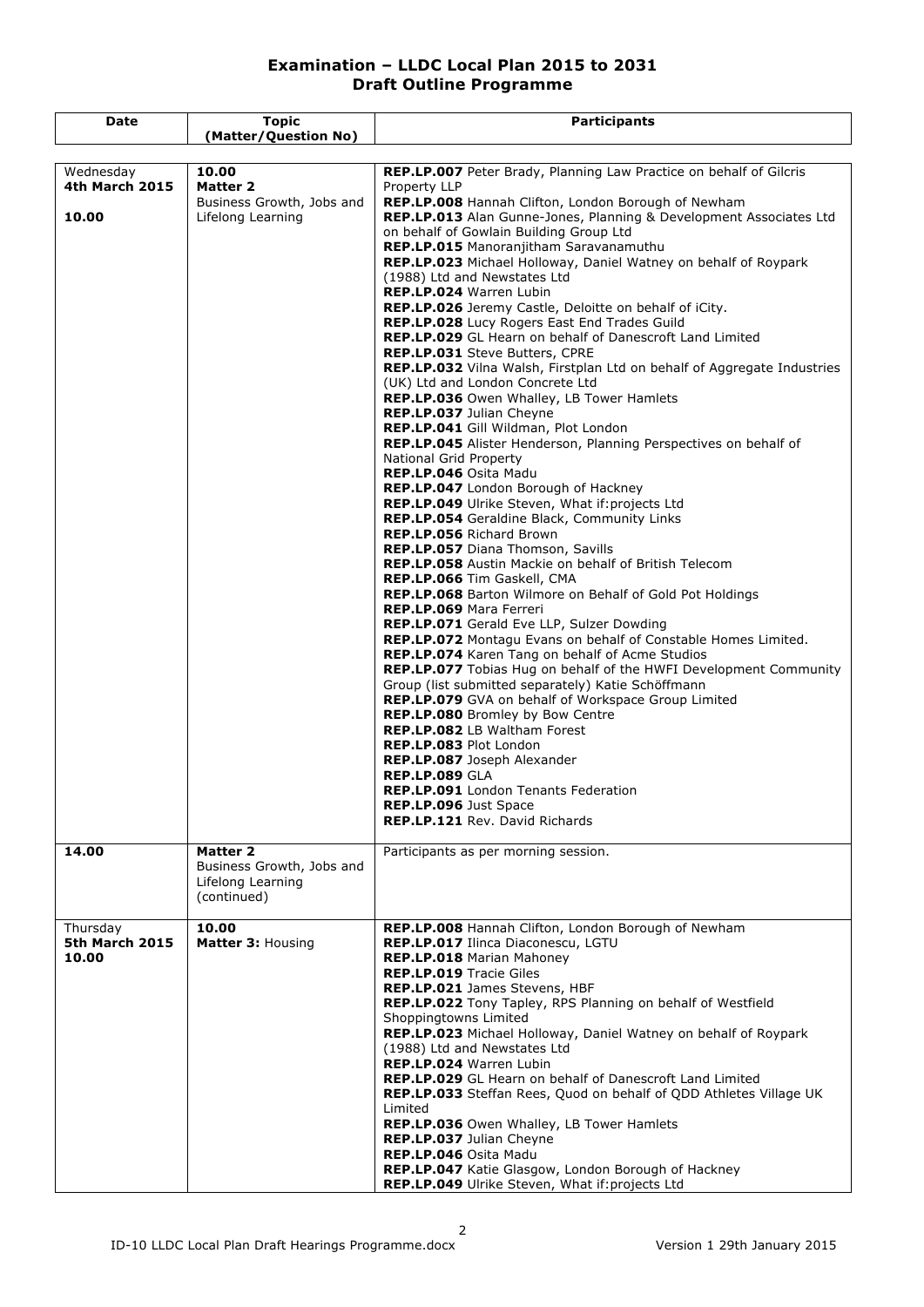# Examination – LLDC Local Plan 2015 to 2031
## Draft Outline Programme

| Date | Topic (Matter/Question No) | Participants |
|---|---|---|
| Wednesday **4th March 2015** **10.00** | **10.00** **Matter 2** Business Growth, Jobs and Lifelong Learning | **REP.LP.007** Peter Brady, Planning Law Practice on behalf of Gilcris Property LLP<br>**REP.LP.008** Hannah Clifton, London Borough of Newham<br>**REP.LP.013** Alan Gunne-Jones, Planning & Development Associates Ltd on behalf of Gowlain Building Group Ltd<br>**REP.LP.015** Manoranjitham Saravanamuthu<br>**REP.LP.023** Michael Holloway, Daniel Watney on behalf of Roypark (1988) Ltd and Newstates Ltd<br>**REP.LP.024** Warren Lubin<br>**REP.LP.026** Jeremy Castle, Deloitte on behalf of iCity.<br>**REP.LP.028** Lucy Rogers East End Trades Guild<br>**REP.LP.029** GL Hearn on behalf of Danescroft Land Limited<br>**REP.LP.031** Steve Butters, CPRE<br>**REP.LP.032** Vilna Walsh, Firstplan Ltd on behalf of Aggregate Industries (UK) Ltd and London Concrete Ltd<br>**REP.LP.036** Owen Whalley, LB Tower Hamlets<br>**REP.LP.037** Julian Cheyne<br>**REP.LP.041** Gill Wildman, Plot London<br>**REP.LP.045** Alister Henderson, Planning Perspectives on behalf of National Grid Property<br>**REP.LP.046** Osita Madu<br>**REP.LP.047** London Borough of Hackney<br>**REP.LP.049** Ulrike Steven, What if:projects Ltd<br>**REP.LP.054** Geraldine Black, Community Links<br>**REP.LP.056** Richard Brown<br>**REP.LP.057** Diana Thomson, Savills<br>**REP.LP.058** Austin Mackie on behalf of British Telecom<br>**REP.LP.066** Tim Gaskell, CMA<br>**REP.LP.068** Barton Wilmore on Behalf of Gold Pot Holdings<br>**REP.LP.069** Mara Ferreri<br>**REP.LP.071** Gerald Eve LLP, Sulzer Dowding<br>**REP.LP.072** Montagu Evans on behalf of Constable Homes Limited.<br>**REP.LP.074** Karen Tang on behalf of Acme Studios<br>**REP.LP.077** Tobias Hug on behalf of the HWFI Development Community Group (list submitted separately) Katie Schöffmann<br>**REP.LP.079** GVA on behalf of Workspace Group Limited<br>**REP.LP.080** Bromley by Bow Centre<br>**REP.LP.082** LB Waltham Forest<br>**REP.LP.083** Plot London<br>**REP.LP.087** Joseph Alexander<br>**REP.LP.089** GLA<br>**REP.LP.091** London Tenants Federation<br>**REP.LP.096** Just Space<br>**REP.LP.121** Rev. David Richards |
| **14.00** | **Matter 2** Business Growth, Jobs and Lifelong Learning (continued) | Participants as per morning session. |
| Thursday **5th March 2015** **10.00** | **10.00** **Matter 3:** Housing | **REP.LP.008** Hannah Clifton, London Borough of Newham<br>**REP.LP.017** Ilinca Diaconescu, LGTU<br>**REP.LP.018** Marian Mahoney<br>**REP.LP.019** Tracie Giles<br>**REP.LP.021** James Stevens, HBF<br>**REP.LP.022** Tony Tapley, RPS Planning on behalf of Westfield Shoppingtowns Limited<br>**REP.LP.023** Michael Holloway, Daniel Watney on behalf of Roypark (1988) Ltd and Newstates Ltd<br>**REP.LP.024** Warren Lubin<br>**REP.LP.029** GL Hearn on behalf of Danescroft Land Limited<br>**REP.LP.033** Steffan Rees, Quod on behalf of QDD Athletes Village UK Limited<br>**REP.LP.036** Owen Whalley, LB Tower Hamlets<br>**REP.LP.037** Julian Cheyne<br>**REP.LP.046** Osita Madu<br>**REP.LP.047** Katie Glasgow, London Borough of Hackney<br>**REP.LP.049** Ulrike Steven, What if:projects Ltd |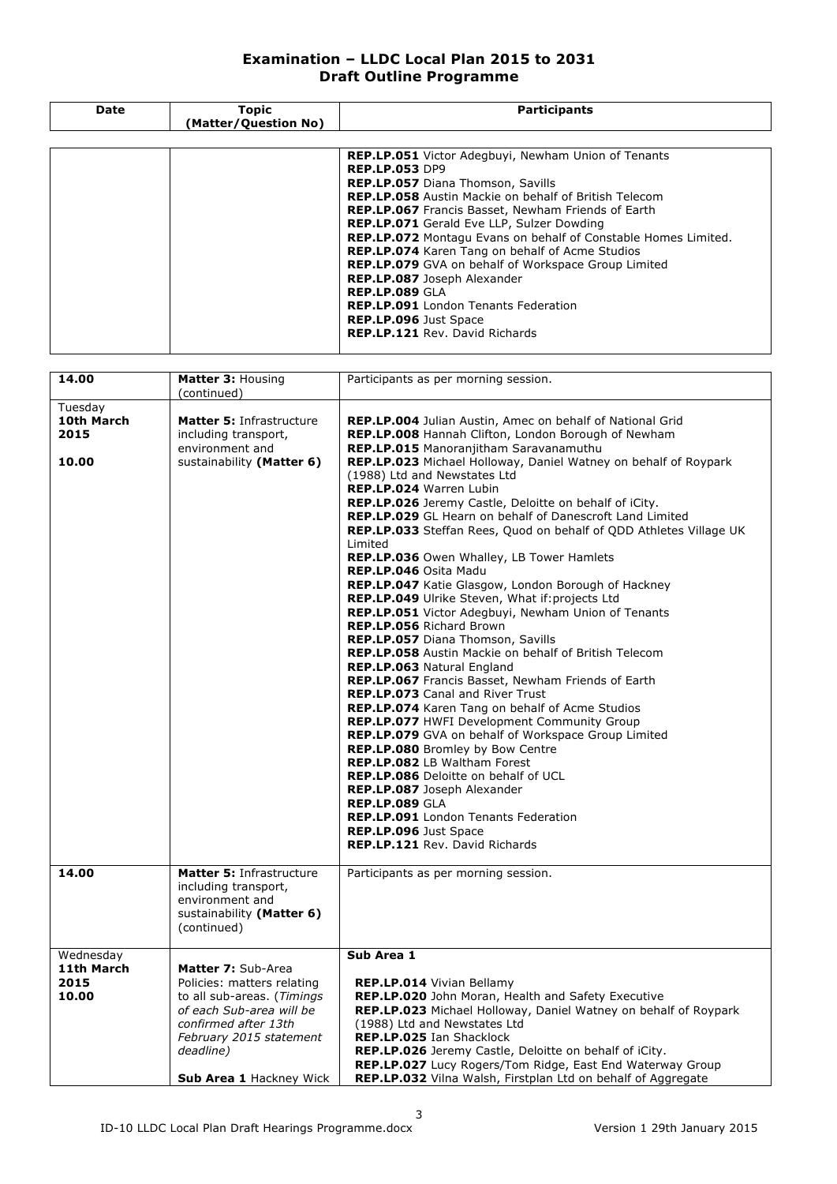# Examination – LLDC Local Plan 2015 to 2031
## Draft Outline Programme

| Date | Topic (Matter/Question No) | Participants |
|---|---|---|
| | | **REP.LP.051** Victor Adegbuyi, Newham Union of Tenants<br>**REP.LP.053** DP9<br>**REP.LP.057** Diana Thomson, Savills<br>**REP.LP.058** Austin Mackie on behalf of British Telecom<br>**REP.LP.067** Francis Basset, Newham Friends of Earth<br>**REP.LP.071** Gerald Eve LLP, Sulzer Dowding<br>**REP.LP.072** Montagu Evans on behalf of Constable Homes Limited.<br>**REP.LP.074** Karen Tang on behalf of Acme Studios<br>**REP.LP.079** GVA on behalf of Workspace Group Limited<br>**REP.LP.087** Joseph Alexander<br>**REP.LP.089** GLA<br>**REP.LP.091** London Tenants Federation<br>**REP.LP.096** Just Space<br>**REP.LP.121** Rev. David Richards |
| **14.00** | **Matter 3:** Housing (continued) | Participants as per morning session. |
| Tuesday **10th March 2015**<br><br>**10.00** | **Matter 5:** Infrastructure including transport, environment and sustainability **(Matter 6)** | **REP.LP.004** Julian Austin, Amec on behalf of National Grid<br>**REP.LP.008** Hannah Clifton, London Borough of Newham<br>**REP.LP.015** Manoranjitham Saravanamuthu<br>**REP.LP.023** Michael Holloway, Daniel Watney on behalf of Roypark (1988) Ltd and Newstates Ltd<br>**REP.LP.024** Warren Lubin<br>**REP.LP.026** Jeremy Castle, Deloitte on behalf of iCity.<br>**REP.LP.029** GL Hearn on behalf of Danescroft Land Limited<br>**REP.LP.033** Steffan Rees, Quod on behalf of QDD Athletes Village UK Limited<br>**REP.LP.036** Owen Whalley, LB Tower Hamlets<br>**REP.LP.046** Osita Madu<br>**REP.LP.047** Katie Glasgow, London Borough of Hackney<br>**REP.LP.049** Ulrike Steven, What if:projects Ltd<br>**REP.LP.051** Victor Adegbuyi, Newham Union of Tenants<br>**REP.LP.056** Richard Brown<br>**REP.LP.057** Diana Thomson, Savills<br>**REP.LP.058** Austin Mackie on behalf of British Telecom<br>**REP.LP.063** Natural England<br>**REP.LP.067** Francis Basset, Newham Friends of Earth<br>**REP.LP.073** Canal and River Trust<br>**REP.LP.074** Karen Tang on behalf of Acme Studios<br>**REP.LP.077** HWFI Development Community Group<br>**REP.LP.079** GVA on behalf of Workspace Group Limited<br>**REP.LP.080** Bromley by Bow Centre<br>**REP.LP.082** LB Waltham Forest<br>**REP.LP.086** Deloitte on behalf of UCL<br>**REP.LP.087** Joseph Alexander<br>**REP.LP.089** GLA<br>**REP.LP.091** London Tenants Federation<br>**REP.LP.096** Just Space<br>**REP.LP.121** Rev. David Richards |
| **14.00** | **Matter 5:** Infrastructure including transport, environment and sustainability **(Matter 6)** (continued) | Participants as per morning session. |
| Wednesday **11th March 2015**<br>**10.00** | **Matter 7:** Sub-Area Policies: matters relating to all sub-areas. (*Timings of each Sub-area will be confirmed after 13th February 2015 statement deadline)*<br><br>**Sub Area 1** Hackney Wick | **Sub Area 1**<br><br>**REP.LP.014** Vivian Bellamy<br>**REP.LP.020** John Moran, Health and Safety Executive<br>**REP.LP.023** Michael Holloway, Daniel Watney on behalf of Roypark (1988) Ltd and Newstates Ltd<br>**REP.LP.025** Ian Shacklock<br>**REP.LP.026** Jeremy Castle, Deloitte on behalf of iCity.<br>**REP.LP.027** Lucy Rogers/Tom Ridge, East End Waterway Group<br>**REP.LP.032** Vilna Walsh, Firstplan Ltd on behalf of Aggregate |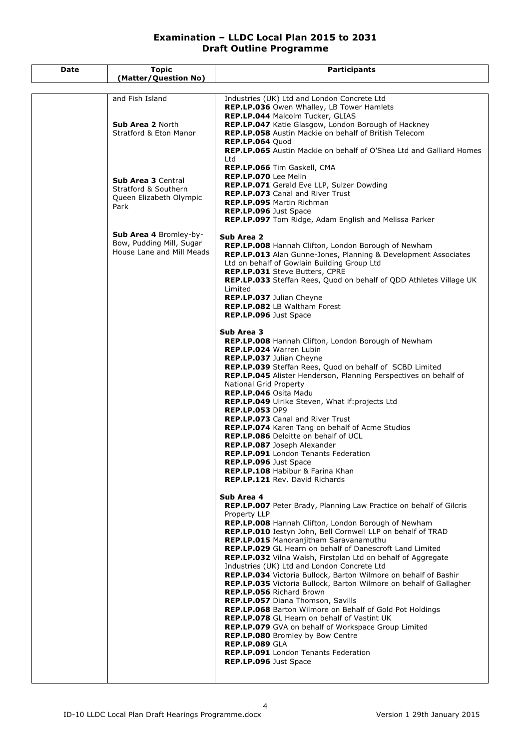# Examination – LLDC Local Plan 2015 to 2031
## Draft Outline Programme

| Date | Topic (Matter/Question No) | Participants |
|---|---|---|
| | and Fish Island<br><br>**Sub Area 2** North Stratford & Eton Manor<br><br>**Sub Area 3** Central Stratford & Southern Queen Elizabeth Olympic Park<br><br>**Sub Area 4** Bromley-by-Bow, Pudding Mill, Sugar House Lane and Mill Meads | Industries (UK) Ltd and London Concrete Ltd<br>**REP.LP.036** Owen Whalley, LB Tower Hamlets<br>**REP.LP.044** Malcolm Tucker, GLIAS<br>**REP.LP.047** Katie Glasgow, London Borough of Hackney<br>**REP.LP.058** Austin Mackie on behalf of British Telecom<br>**REP.LP.064** Quod<br>**REP.LP.065** Austin Mackie on behalf of O'Shea Ltd and Galliard Homes Ltd<br>**REP.LP.066** Tim Gaskell, CMA<br>**REP.LP.070** Lee Melin<br>**REP.LP.071** Gerald Eve LLP, Sulzer Dowding<br>**REP.LP.073** Canal and River Trust<br>**REP.LP.095** Martin Richman<br>**REP.LP.096** Just Space<br>**REP.LP.097** Tom Ridge, Adam English and Melissa Parker<br><br>**Sub Area 2**<br>**REP.LP.008** Hannah Clifton, London Borough of Newham<br>**REP.LP.013** Alan Gunne-Jones, Planning & Development Associates Ltd on behalf of Gowlain Building Group Ltd<br>**REP.LP.031** Steve Butters, CPRE<br>**REP.LP.033** Steffan Rees, Quod on behalf of QDD Athletes Village UK Limited<br>**REP.LP.037** Julian Cheyne<br>**REP.LP.082** LB Waltham Forest<br>**REP.LP.096** Just Space<br><br>**Sub Area 3**<br>**REP.LP.008** Hannah Clifton, London Borough of Newham<br>**REP.LP.024** Warren Lubin<br>**REP.LP.037** Julian Cheyne<br>**REP.LP.039** Steffan Rees, Quod on behalf of SCBD Limited<br>**REP.LP.045** Alister Henderson, Planning Perspectives on behalf of National Grid Property<br>**REP.LP.046** Osita Madu<br>**REP.LP.049** Ulrike Steven, What if:projects Ltd<br>**REP.LP.053** DP9<br>**REP.LP.073** Canal and River Trust<br>**REP.LP.074** Karen Tang on behalf of Acme Studios<br>**REP.LP.086** Deloitte on behalf of UCL<br>**REP.LP.087** Joseph Alexander<br>**REP.LP.091** London Tenants Federation<br>**REP.LP.096** Just Space<br>**REP.LP.108** Habibur & Farina Khan<br>**REP.LP.121** Rev. David Richards<br><br>**Sub Area 4**<br>**REP.LP.007** Peter Brady, Planning Law Practice on behalf of Gilcris Property LLP<br>**REP.LP.008** Hannah Clifton, London Borough of Newham<br>**REP.LP.010** Iestyn John, Bell Cornwell LLP on behalf of TRAD<br>**REP.LP.015** Manoranjitham Saravanamuthu<br>**REP.LP.029** GL Hearn on behalf of Danescroft Land Limited<br>**REP.LP.032** Vilna Walsh, Firstplan Ltd on behalf of Aggregate Industries (UK) Ltd and London Concrete Ltd<br>**REP.LP.034** Victoria Bullock, Barton Wilmore on behalf of Bashir<br>**REP.LP.035** Victoria Bullock, Barton Wilmore on behalf of Gallagher<br>**REP.LP.056** Richard Brown<br>**REP.LP.057** Diana Thomson, Savills<br>**REP.LP.068** Barton Wilmore on Behalf of Gold Pot Holdings<br>**REP.LP.078** GL Hearn on behalf of Vastint UK<br>**REP.LP.079** GVA on behalf of Workspace Group Limited<br>**REP.LP.080** Bromley by Bow Centre<br>**REP.LP.089** GLA<br>**REP.LP.091** London Tenants Federation<br>**REP.LP.096** Just Space |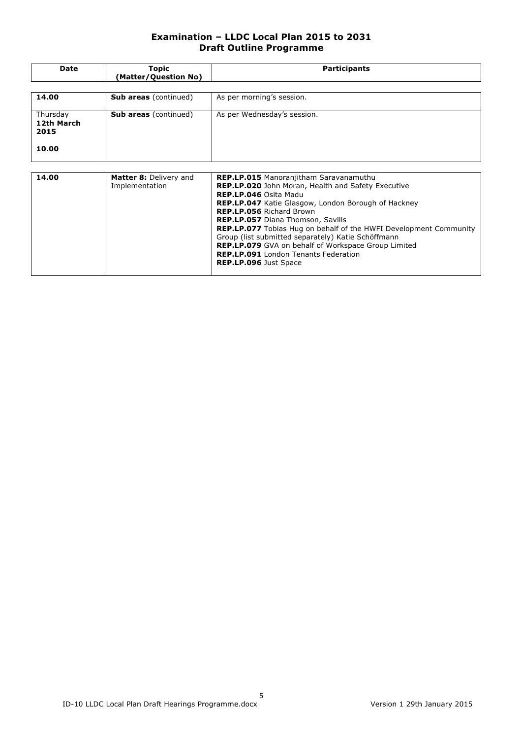# Examination – LLDC Local Plan 2015 to 2031
## Draft Outline Programme

| Date | Topic (Matter/Question No) | Participants |
|---|---|---|
| **14.00** | **Sub areas** (continued) | As per morning's session. |
| Thursday **12th March 2015** **10.00** | **Sub areas** (continued) | As per Wednesday's session. |
| **14.00** | **Matter 8:** Delivery and Implementation | **REP.LP.015** Manoranjitham Saravanamuthu<br>**REP.LP.020** John Moran, Health and Safety Executive<br>**REP.LP.046** Osita Madu<br>**REP.LP.047** Katie Glasgow, London Borough of Hackney<br>**REP.LP.056** Richard Brown<br>**REP.LP.057** Diana Thomson, Savills<br>**REP.LP.077** Tobias Hug on behalf of the HWFI Development Community Group (list submitted separately) Katie Schöffmann<br>**REP.LP.079** GVA on behalf of Workspace Group Limited<br>**REP.LP.091** London Tenants Federation<br>**REP.LP.096** Just Space |